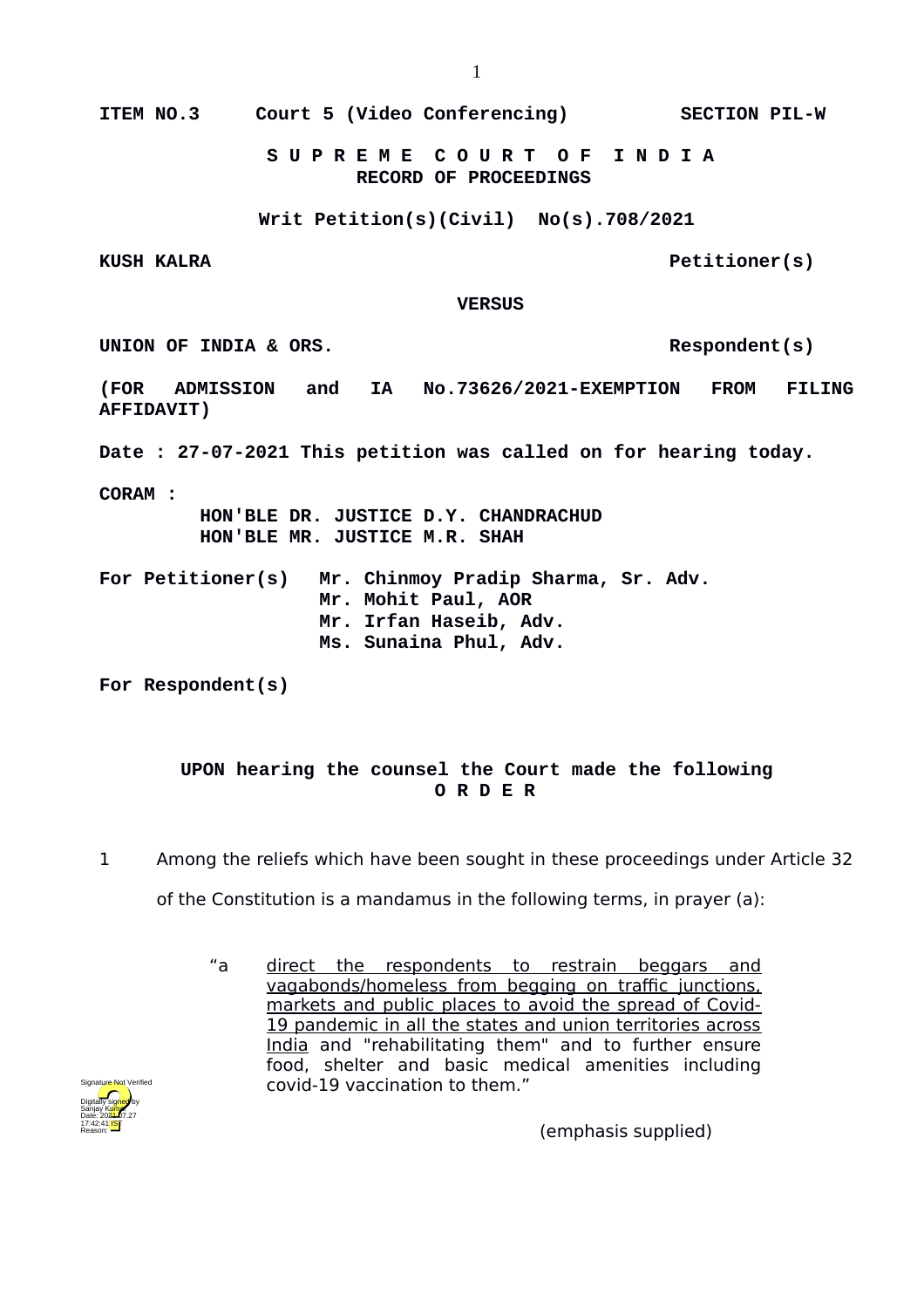**ITEM NO.3 Court 5 (Video Conferencing) SECTION PIL-W**

**S U P R E M E C O U R T O F I N D I A**
**RECORD OF PROCEEDINGS**

**Writ Petition(s)(Civil) No(s).708/2021**

**KUSH KALRA Petitioner(s)**

**VERSUS**

**UNION OF INDIA & ORS. Respondent(s)**

**(FOR ADMISSION and IA No.73626/2021-EXEMPTION FROM FILING AFFIDAVIT)**

**Date : 27-07-2021 This petition was called on for hearing today.**

**CORAM :**
**HON'BLE DR. JUSTICE D.Y. CHANDRACHUD**
**HON'BLE MR. JUSTICE M.R. SHAH**

**For Petitioner(s)** **Mr. Chinmoy Pradip Sharma, Sr. Adv.**
**Mr. Mohit Paul, AOR**
**Mr. Irfan Haseib, Adv.**
**Ms. Sunaina Phul, Adv.**

**For Respondent(s)**

**UPON hearing the counsel the Court made the following**
**O R D E R**

1 Among the reliefs which have been sought in these proceedings under Article 32 of the Constitution is a mandamus in the following terms, in prayer (a):

> "a <u>direct the respondents to restrain beggars and vagabonds/homeless from begging on traffic junctions, markets and public places to avoid the spread of Covid-19 pandemic in all the states and union territories across India</u> and "rehabilitating them" and to further ensure food, shelter and basic medical amenities including covid-19 vaccination to them."
>
> (emphasis supplied)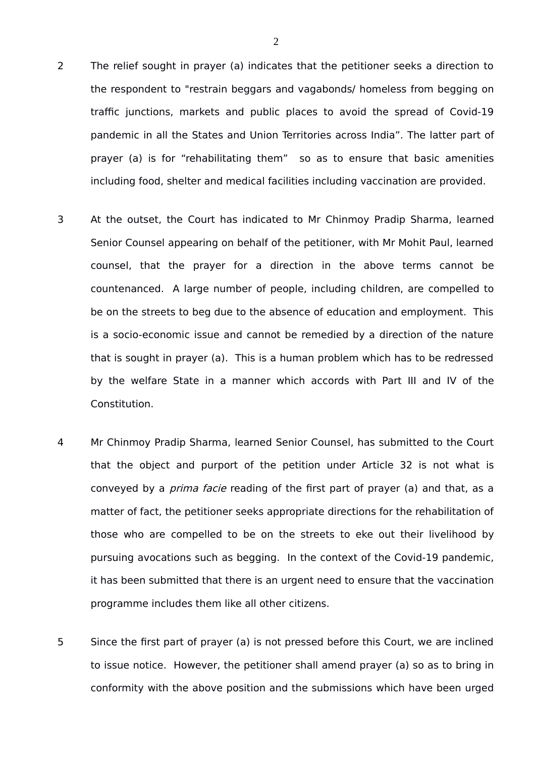2 The relief sought in prayer (a) indicates that the petitioner seeks a direction to the respondent to "restrain beggars and vagabonds/ homeless from begging on traffic junctions, markets and public places to avoid the spread of Covid-19 pandemic in all the States and Union Territories across India". The latter part of prayer (a) is for "rehabilitating them" so as to ensure that basic amenities including food, shelter and medical facilities including vaccination are provided.

3 At the outset, the Court has indicated to Mr Chinmoy Pradip Sharma, learned Senior Counsel appearing on behalf of the petitioner, with Mr Mohit Paul, learned counsel, that the prayer for a direction in the above terms cannot be countenanced. A large number of people, including children, are compelled to be on the streets to beg due to the absence of education and employment. This is a socio-economic issue and cannot be remedied by a direction of the nature that is sought in prayer (a). This is a human problem which has to be redressed by the welfare State in a manner which accords with Part III and IV of the Constitution.

4 Mr Chinmoy Pradip Sharma, learned Senior Counsel, has submitted to the Court that the object and purport of the petition under Article 32 is not what is conveyed by a *prima facie* reading of the first part of prayer (a) and that, as a matter of fact, the petitioner seeks appropriate directions for the rehabilitation of those who are compelled to be on the streets to eke out their livelihood by pursuing avocations such as begging. In the context of the Covid-19 pandemic, it has been submitted that there is an urgent need to ensure that the vaccination programme includes them like all other citizens.

5 Since the first part of prayer (a) is not pressed before this Court, we are inclined to issue notice. However, the petitioner shall amend prayer (a) so as to bring in conformity with the above position and the submissions which have been urged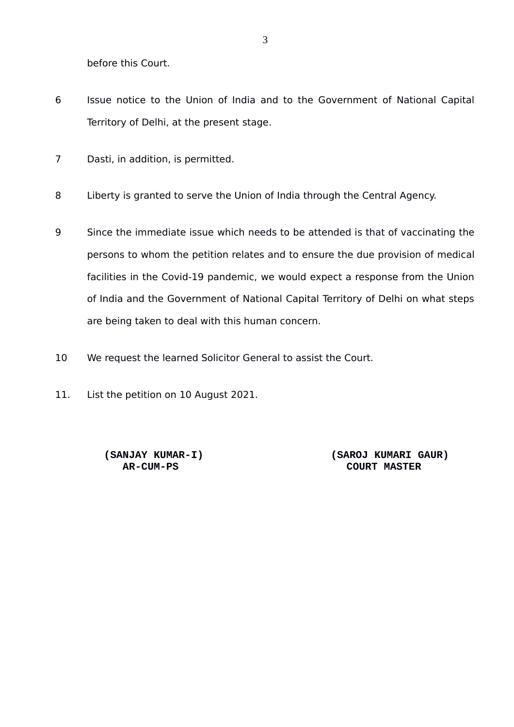before this Court.

6 Issue notice to the Union of India and to the Government of National Capital Territory of Delhi, at the present stage.

7 Dasti, in addition, is permitted.

8 Liberty is granted to serve the Union of India through the Central Agency.

9 Since the immediate issue which needs to be attended is that of vaccinating the persons to whom the petition relates and to ensure the due provision of medical facilities in the Covid-19 pandemic, we would expect a response from the Union of India and the Government of National Capital Territory of Delhi on what steps are being taken to deal with this human concern.

10 We request the learned Solicitor General to assist the Court.

11. List the petition on 10 August 2021.

**(SANJAY KUMAR-I)**
**AR-CUM-PS**

**(SAROJ KUMARI GAUR)**
**COURT MASTER**